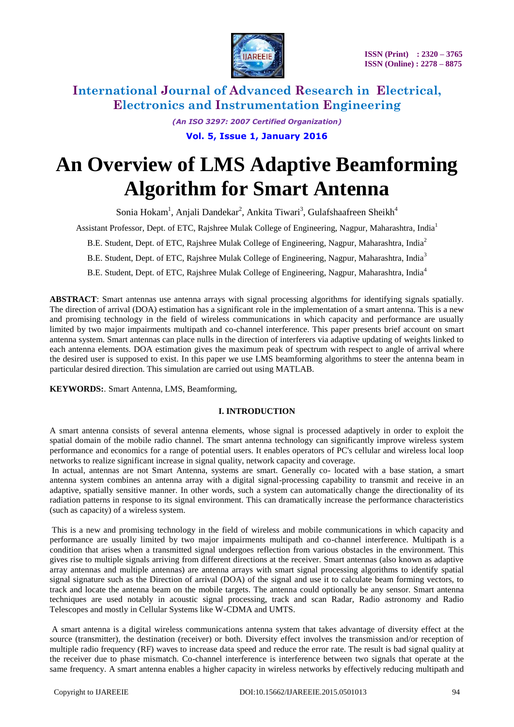# An Overview of LMS Adaptive Beamforming Algorithm for Smart Antenna

Sonia Hokam[1], Anjali Dandekar[2], Ankita Tiwari[3], Gulafshaafreen Sheikh[4]

Assistant Professor, Dept. of ETC, Rajshree Mulak College of Engineering, Nagpur, Maharashtra, India[1]

B.E. Student, Dept. of ETC, Rajshree Mulak College of Engineering, Nagpur, Maharashtra, India[2]

B.E. Student, Dept. of ETC, Rajshree Mulak College of Engineering, Nagpur, Maharashtra, India[3]

B.E. Student, Dept. of ETC, Rajshree Mulak College of Engineering, Nagpur, Maharashtra, India[4]

**ABSTRACT**: Smart antennas use antenna arrays with signal processing algorithms for identifying signals spatially. The direction of arrival (DOA) estimation has a significant role in the implementation of a smart antenna. This is a new and promising technology in the field of wireless communications in which capacity and performance are usually limited by two major impairments multipath and co-channel interference. This paper presents brief account on smart antenna system. Smart antennas can place nulls in the direction of interferers via adaptive updating of weights linked to each antenna elements. DOA estimation gives the maximum peak of spectrum with respect to angle of arrival where the desired user is supposed to exist. In this paper we use LMS beamforming algorithms to steer the antenna beam in particular desired direction. This simulation are carried out using MATLAB.

**KEYWORDS:**. Smart Antenna, LMS, Beamforming,

## I. INTRODUCTION

A smart antenna consists of several antenna elements, whose signal is processed adaptively in order to exploit the spatial domain of the mobile radio channel. The smart antenna technology can significantly improve wireless system performance and economics for a range of potential users. It enables operators of PC's cellular and wireless local loop networks to realize significant increase in signal quality, network capacity and coverage.

In actual, antennas are not Smart Antenna, systems are smart. Generally co- located with a base station, a smart antenna system combines an antenna array with a digital signal-processing capability to transmit and receive in an adaptive, spatially sensitive manner. In other words, such a system can automatically change the directionality of its radiation patterns in response to its signal environment. This can dramatically increase the performance characteristics (such as capacity) of a wireless system.

This is a new and promising technology in the field of wireless and mobile communications in which capacity and performance are usually limited by two major impairments multipath and co-channel interference. Multipath is a condition that arises when a transmitted signal undergoes reflection from various obstacles in the environment. This gives rise to multiple signals arriving from different directions at the receiver. Smart antennas (also known as adaptive array antennas and multiple antennas) are antenna arrays with smart signal processing algorithms to identify spatial signal signature such as the Direction of arrival (DOA) of the signal and use it to calculate beam forming vectors, to track and locate the antenna beam on the mobile targets. The antenna could optionally be any sensor. Smart antenna techniques are used notably in acoustic signal processing, track and scan Radar, Radio astronomy and Radio Telescopes and mostly in Cellular Systems like W-CDMA and UMTS.

A smart antenna is a digital wireless communications antenna system that takes advantage of diversity effect at the source (transmitter), the destination (receiver) or both. Diversity effect involves the transmission and/or reception of multiple radio frequency (RF) waves to increase data speed and reduce the error rate. The result is bad signal quality at the receiver due to phase mismatch. Co-channel interference is interference between two signals that operate at the same frequency. A smart antenna enables a higher capacity in wireless networks by effectively reducing multipath and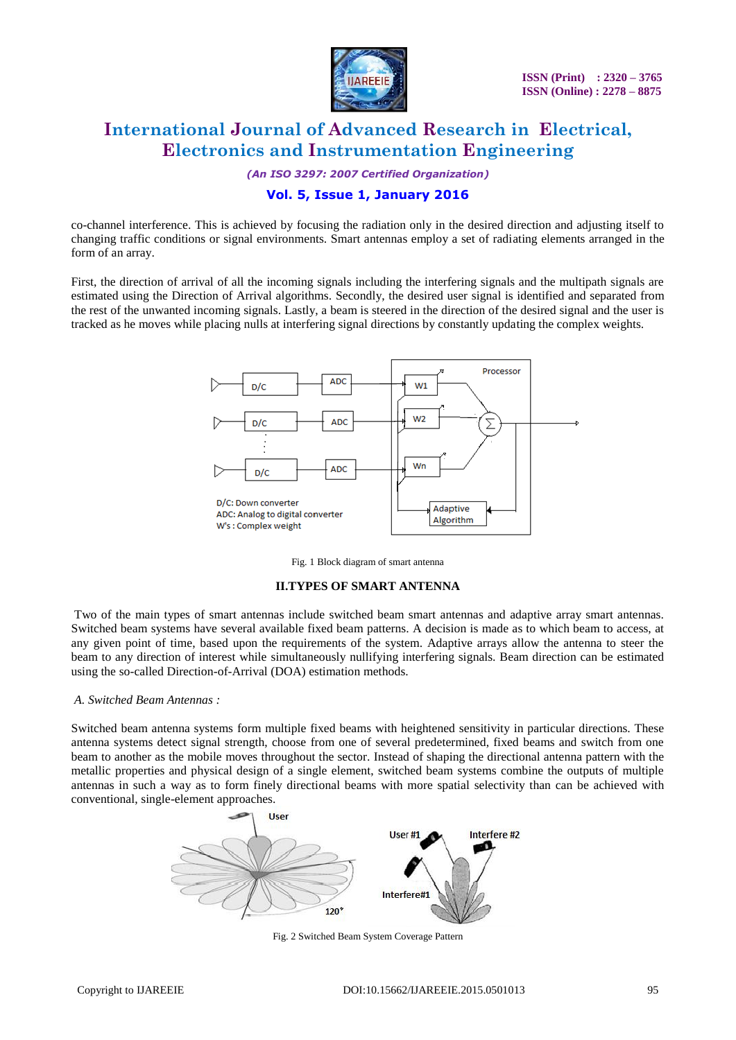co-channel interference. This is achieved by focusing the radiation only in the desired direction and adjusting itself to changing traffic conditions or signal environments. Smart antennas employ a set of radiating elements arranged in the form of an array.

First, the direction of arrival of all the incoming signals including the interfering signals and the multipath signals are estimated using the Direction of Arrival algorithms. Secondly, the desired user signal is identified and separated from the rest of the unwanted incoming signals. Lastly, a beam is steered in the direction of the desired signal and the user is tracked as he moves while placing nulls at interfering signal directions by constantly updating the complex weights.

Fig. 1 Block diagram of smart antenna

## II.TYPES OF SMART ANTENNA

Two of the main types of smart antennas include switched beam smart antennas and adaptive array smart antennas. Switched beam systems have several available fixed beam patterns. A decision is made as to which beam to access, at any given point of time, based upon the requirements of the system. Adaptive arrays allow the antenna to steer the beam to any direction of interest while simultaneously nullifying interfering signals. Beam direction can be estimated using the so-called Direction-of-Arrival (DOA) estimation methods.

### *A. Switched Beam Antennas :*

Switched beam antenna systems form multiple fixed beams with heightened sensitivity in particular directions. These antenna systems detect signal strength, choose from one of several predetermined, fixed beams and switch from one beam to another as the mobile moves throughout the sector. Instead of shaping the directional antenna pattern with the metallic properties and physical design of a single element, switched beam systems combine the outputs of multiple antennas in such a way as to form finely directional beams with more spatial selectivity than can be achieved with conventional, single-element approaches.

Fig. 2 Switched Beam System Coverage Pattern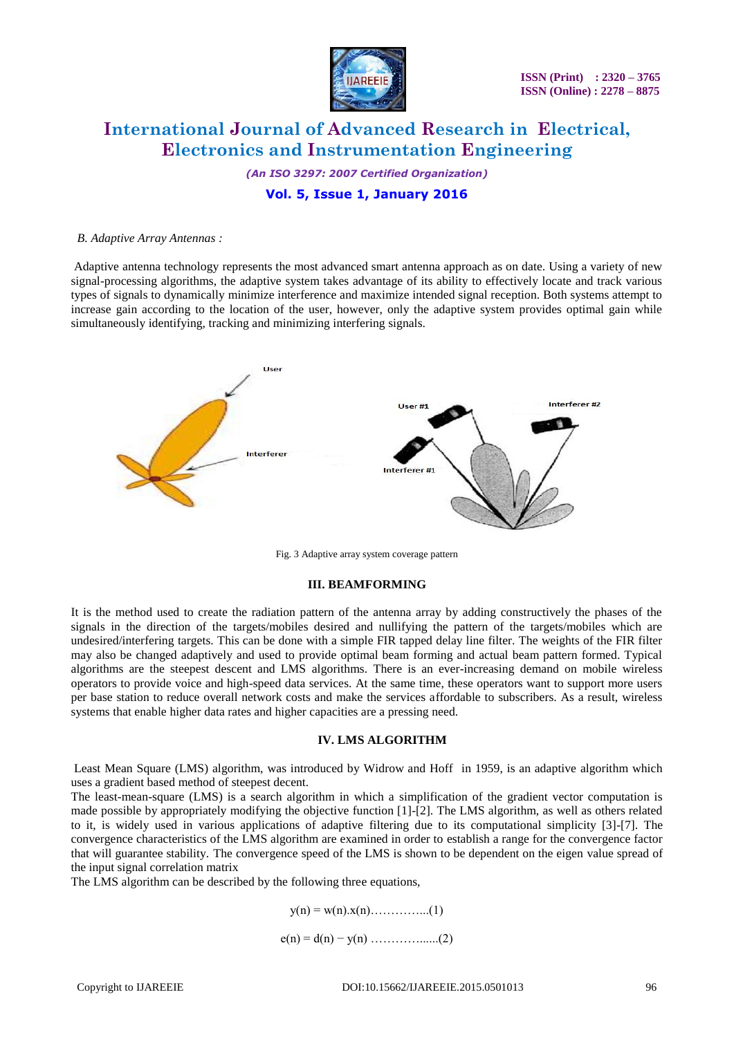*B. Adaptive Array Antennas :*

Adaptive antenna technology represents the most advanced smart antenna approach as on date. Using a variety of new signal-processing algorithms, the adaptive system takes advantage of its ability to effectively locate and track various types of signals to dynamically minimize interference and maximize intended signal reception. Both systems attempt to increase gain according to the location of the user, however, only the adaptive system provides optimal gain while simultaneously identifying, tracking and minimizing interfering signals.

Fig. 3 Adaptive array system coverage pattern

### III. BEAMFORMING

It is the method used to create the radiation pattern of the antenna array by adding constructively the phases of the signals in the direction of the targets/mobiles desired and nullifying the pattern of the targets/mobiles which are undesired/interfering targets. This can be done with a simple FIR tapped delay line filter. The weights of the FIR filter may also be changed adaptively and used to provide optimal beam forming and actual beam pattern formed. Typical algorithms are the steepest descent and LMS algorithms. There is an ever-increasing demand on mobile wireless operators to provide voice and high-speed data services. At the same time, these operators want to support more users per base station to reduce overall network costs and make the services affordable to subscribers. As a result, wireless systems that enable higher data rates and higher capacities are a pressing need.

### IV. LMS ALGORITHM

Least Mean Square (LMS) algorithm, was introduced by Widrow and Hoff in 1959, is an adaptive algorithm which uses a gradient based method of steepest decent.

The least-mean-square (LMS) is a search algorithm in which a simplification of the gradient vector computation is made possible by appropriately modifying the objective function [1]-[2]. The LMS algorithm, as well as others related to it, is widely used in various applications of adaptive filtering due to its computational simplicity [3]-[7]. The convergence characteristics of the LMS algorithm are examined in order to establish a range for the convergence factor that will guarantee stability. The convergence speed of the LMS is shown to be dependent on the eigen value spread of the input signal correlation matrix

The LMS algorithm can be described by the following three equations,

$$y(n) = w(n).x(n) \quad \ldots\ldots\ldots\ldots\ldots(1)$$

$$e(n) = d(n) - y(n) \quad \ldots\ldots\ldots\ldots\ldots(2)$$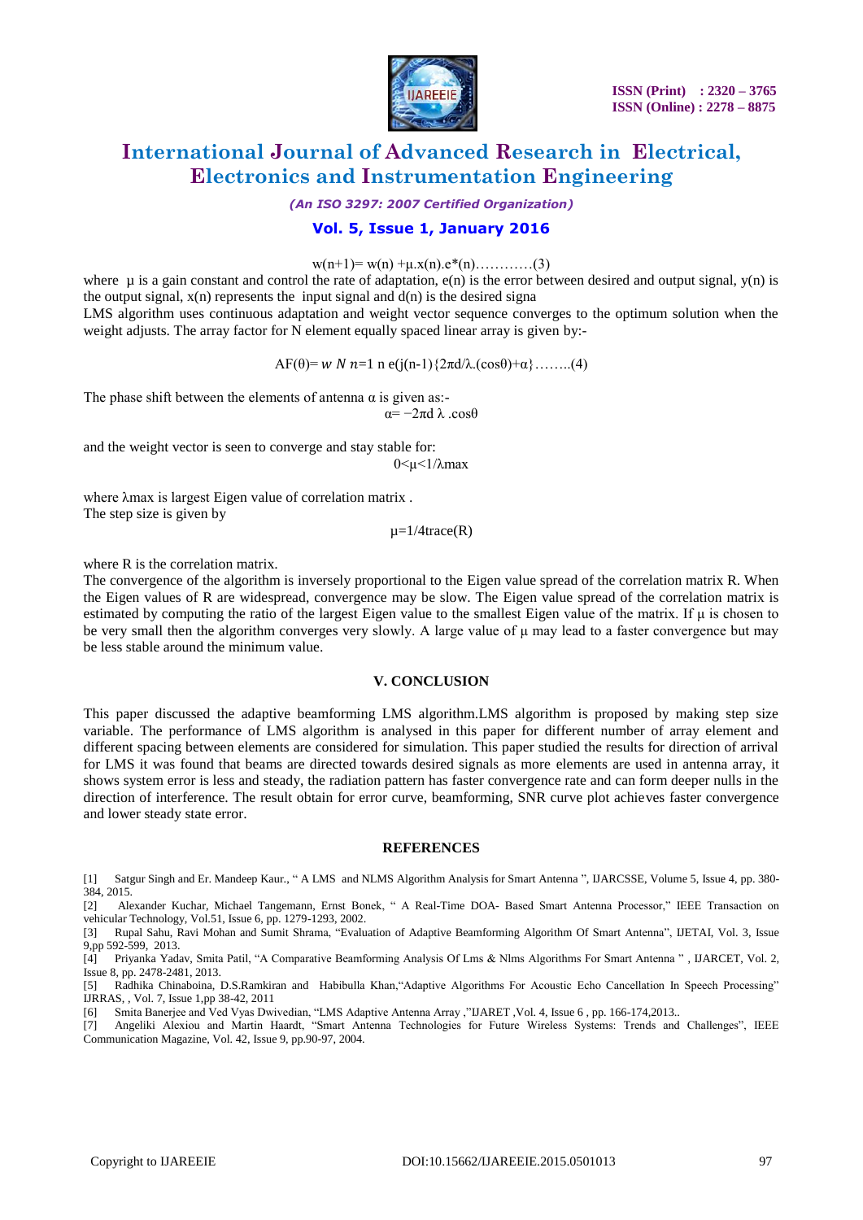$$w(n+1)= w(n) +\mu.x(n).e^*(n)\ldots\ldots\ldots\ldots(3)$$

where $\mu$ is a gain constant and control the rate of adaptation, e(n) is the error between desired and output signal, y(n) is the output signal, x(n) represents the input signal and d(n) is the desired signa

LMS algorithm uses continuous adaptation and weight vector sequence converges to the optimum solution when the weight adjusts. The array factor for N element equally spaced linear array is given by:-

$$AF(\theta)= w\ N\ n=1\ n\ e(j(n-1)\{2\pi d/\lambda.(\cos\theta)+\alpha\}\ldots\ldots..(4)$$

The phase shift between the elements of antenna $\alpha$ is given as:-

$$\alpha= -2\pi d\ \lambda\ .\cos\theta$$

and the weight vector is seen to converge and stay stable for:

$$0<\mu<1/\lambda max$$

where $\lambda max$ is largest Eigen value of correlation matrix .

The step size is given by

$$\mu=1/4trace(R)$$

where R is the correlation matrix.

The convergence of the algorithm is inversely proportional to the Eigen value spread of the correlation matrix R. When the Eigen values of R are widespread, convergence may be slow. The Eigen value spread of the correlation matrix is estimated by computing the ratio of the largest Eigen value to the smallest Eigen value of the matrix. If $\mu$ is chosen to be very small then the algorithm converges very slowly. A large value of $\mu$ may lead to a faster convergence but may be less stable around the minimum value.

## V. CONCLUSION

This paper discussed the adaptive beamforming LMS algorithm.LMS algorithm is proposed by making step size variable. The performance of LMS algorithm is analysed in this paper for different number of array element and different spacing between elements are considered for simulation. This paper studied the results for direction of arrival for LMS it was found that beams are directed towards desired signals as more elements are used in antenna array, it shows system error is less and steady, the radiation pattern has faster convergence rate and can form deeper nulls in the direction of interference. The result obtain for error curve, beamforming, SNR curve plot achieves faster convergence and lower steady state error.

## REFERENCES

[1] Satgur Singh and Er. Mandeep Kaur., " A LMS and NLMS Algorithm Analysis for Smart Antenna ", IJARCSSE, Volume 5, Issue 4, pp. 380-384, 2015.

[2] Alexander Kuchar, Michael Tangemann, Ernst Bonek, " A Real-Time DOA- Based Smart Antenna Processor," IEEE Transaction on vehicular Technology, Vol.51, Issue 6, pp. 1279-1293, 2002.

[3] Rupal Sahu, Ravi Mohan and Sumit Shrama, "Evaluation of Adaptive Beamforming Algorithm Of Smart Antenna", IJETAI, Vol. 3, Issue 9,pp 592-599, 2013.

[4] Priyanka Yadav, Smita Patil, "A Comparative Beamforming Analysis Of Lms & Nlms Algorithms For Smart Antenna " , IJARCET, Vol. 2, Issue 8, pp. 2478-2481, 2013.

[5] Radhika Chinaboina, D.S.Ramkiran and Habibulla Khan,"Adaptive Algorithms For Acoustic Echo Cancellation In Speech Processing" IJRRAS, , Vol. 7, Issue 1,pp 38-42, 2011

[6] Smita Banerjee and Ved Vyas Dwivedian, "LMS Adaptive Antenna Array ,"IJARET ,Vol. 4, Issue 6 , pp. 166-174,2013..

[7] Angeliki Alexiou and Martin Haardt, "Smart Antenna Technologies for Future Wireless Systems: Trends and Challenges", IEEE Communication Magazine, Vol. 42, Issue 9, pp.90-97, 2004.